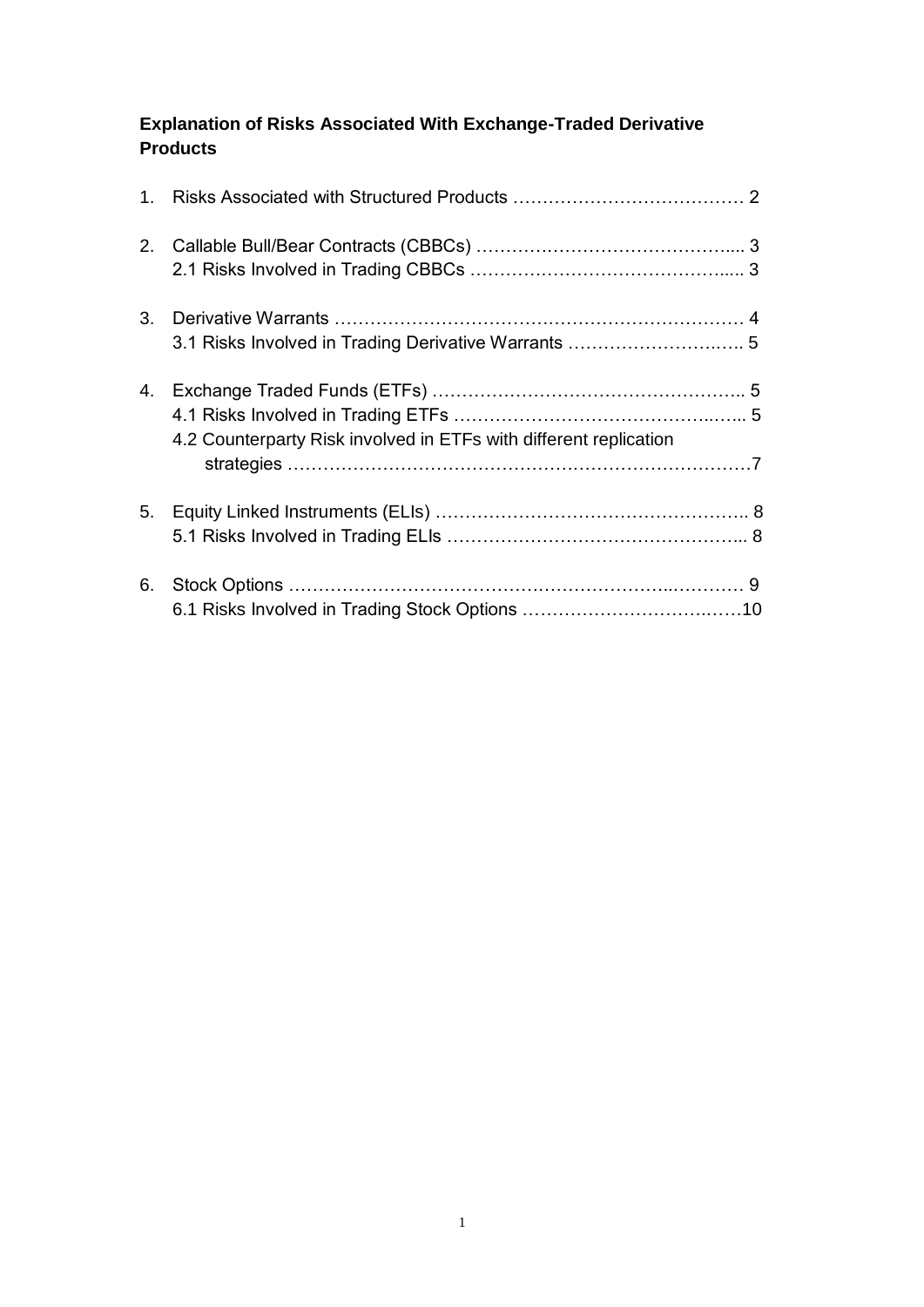**Explanation of Risks Associated With Exchange-Traded Derivative Products**

1. Risks Associated with Structured Products ………………………………… 2

2. Callable Bull/Bear Contracts (CBBCs) …………………………………….... 3
   2.1 Risks Involved in Trading CBBCs ………….…………………………..... 3

3. Derivative Warrants ………………………….……………………………… 4
   3.1 Risks Involved in Trading Derivative Warrants …………………….….. 5

4. Exchange Traded Funds (ETFs) …………………………………………….. 5
   4.1 Risks Involved in Trading ETFs …………………………………...….... 5
   4.2 Counterparty Risk involved in ETFs with different replication strategies ……………………………………….…………………………7

5. Equity Linked Instruments (ELIs) ……………………………………………. 8
   5.1 Risks Involved in Trading ELIs …………………………………………... 8

6. Stock Options ……………………………………………………...………… 9
   6.1 Risks Involved in Trading Stock Options ………………………….……10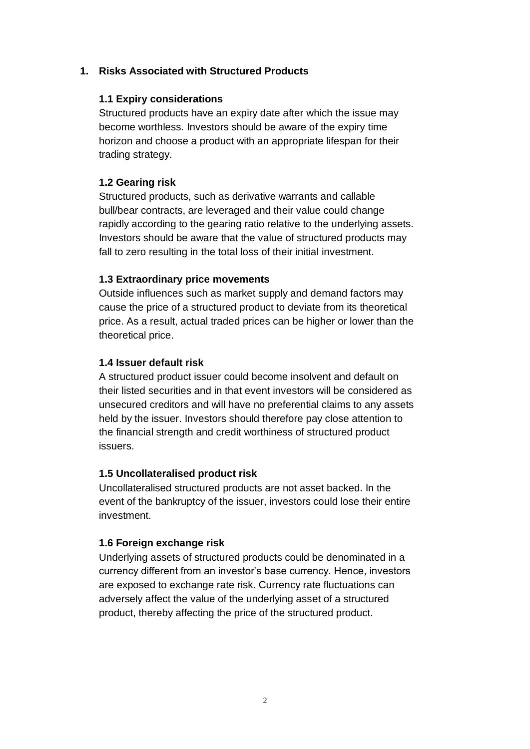# 1. Risks Associated with Structured Products

### 1.1 Expiry considerations

Structured products have an expiry date after which the issue may become worthless. Investors should be aware of the expiry time horizon and choose a product with an appropriate lifespan for their trading strategy.

### 1.2 Gearing risk

Structured products, such as derivative warrants and callable bull/bear contracts, are leveraged and their value could change rapidly according to the gearing ratio relative to the underlying assets. Investors should be aware that the value of structured products may fall to zero resulting in the total loss of their initial investment.

### 1.3 Extraordinary price movements

Outside influences such as market supply and demand factors may cause the price of a structured product to deviate from its theoretical price. As a result, actual traded prices can be higher or lower than the theoretical price.

### 1.4 Issuer default risk

A structured product issuer could become insolvent and default on their listed securities and in that event investors will be considered as unsecured creditors and will have no preferential claims to any assets held by the issuer. Investors should therefore pay close attention to the financial strength and credit worthiness of structured product issuers.

### 1.5 Uncollateralised product risk

Uncollateralised structured products are not asset backed. In the event of the bankruptcy of the issuer, investors could lose their entire investment.

### 1.6 Foreign exchange risk

Underlying assets of structured products could be denominated in a currency different from an investor's base currency. Hence, investors are exposed to exchange rate risk. Currency rate fluctuations can adversely affect the value of the underlying asset of a structured product, thereby affecting the price of the structured product.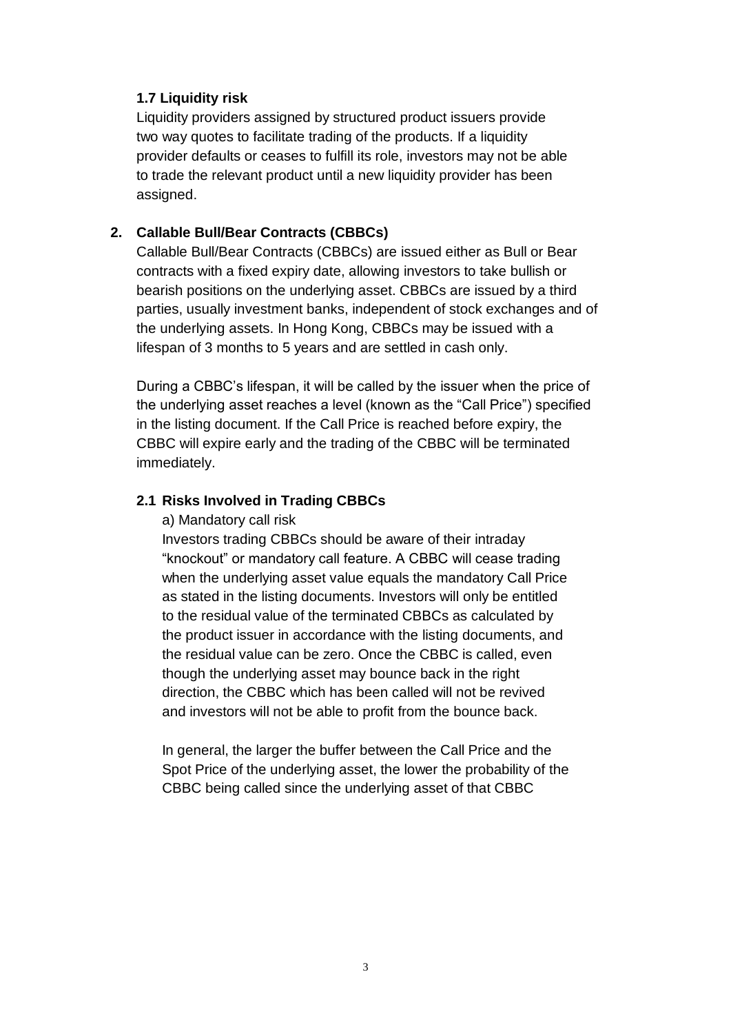### 1.7 Liquidity risk

Liquidity providers assigned by structured product issuers provide two way quotes to facilitate trading of the products. If a liquidity provider defaults or ceases to fulfill its role, investors may not be able to trade the relevant product until a new liquidity provider has been assigned.

## 2. Callable Bull/Bear Contracts (CBBCs)

Callable Bull/Bear Contracts (CBBCs) are issued either as Bull or Bear contracts with a fixed expiry date, allowing investors to take bullish or bearish positions on the underlying asset. CBBCs are issued by a third parties, usually investment banks, independent of stock exchanges and of the underlying assets. In Hong Kong, CBBCs may be issued with a lifespan of 3 months to 5 years and are settled in cash only.

During a CBBC's lifespan, it will be called by the issuer when the price of the underlying asset reaches a level (known as the "Call Price") specified in the listing document. If the Call Price is reached before expiry, the CBBC will expire early and the trading of the CBBC will be terminated immediately.

### 2.1 Risks Involved in Trading CBBCs

a) Mandatory call risk

Investors trading CBBCs should be aware of their intraday "knockout" or mandatory call feature. A CBBC will cease trading when the underlying asset value equals the mandatory Call Price as stated in the listing documents. Investors will only be entitled to the residual value of the terminated CBBCs as calculated by the product issuer in accordance with the listing documents, and the residual value can be zero. Once the CBBC is called, even though the underlying asset may bounce back in the right direction, the CBBC which has been called will not be revived and investors will not be able to profit from the bounce back.

In general, the larger the buffer between the Call Price and the Spot Price of the underlying asset, the lower the probability of the CBBC being called since the underlying asset of that CBBC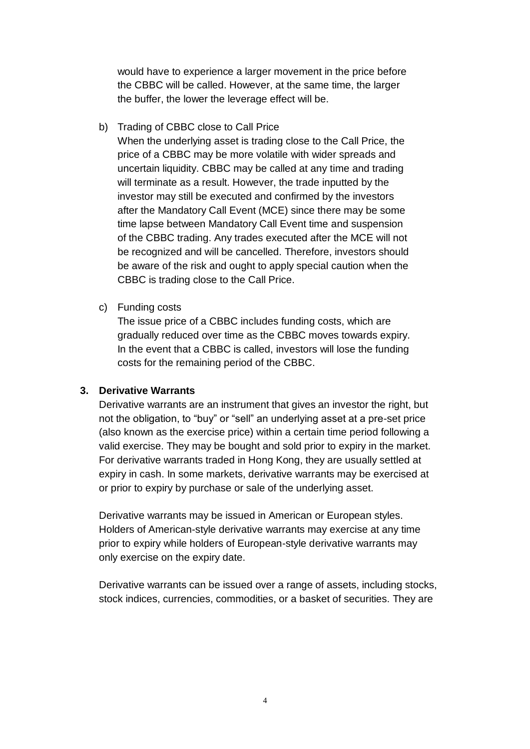would have to experience a larger movement in the price before the CBBC will be called. However, at the same time, the larger the buffer, the lower the leverage effect will be.

b) Trading of CBBC close to Call Price

When the underlying asset is trading close to the Call Price, the price of a CBBC may be more volatile with wider spreads and uncertain liquidity. CBBC may be called at any time and trading will terminate as a result. However, the trade inputted by the investor may still be executed and confirmed by the investors after the Mandatory Call Event (MCE) since there may be some time lapse between Mandatory Call Event time and suspension of the CBBC trading. Any trades executed after the MCE will not be recognized and will be cancelled. Therefore, investors should be aware of the risk and ought to apply special caution when the CBBC is trading close to the Call Price.

c) Funding costs

The issue price of a CBBC includes funding costs, which are gradually reduced over time as the CBBC moves towards expiry. In the event that a CBBC is called, investors will lose the funding costs for the remaining period of the CBBC.

### 3. Derivative Warrants

Derivative warrants are an instrument that gives an investor the right, but not the obligation, to "buy" or "sell" an underlying asset at a pre-set price (also known as the exercise price) within a certain time period following a valid exercise. They may be bought and sold prior to expiry in the market. For derivative warrants traded in Hong Kong, they are usually settled at expiry in cash. In some markets, derivative warrants may be exercised at or prior to expiry by purchase or sale of the underlying asset.

Derivative warrants may be issued in American or European styles. Holders of American-style derivative warrants may exercise at any time prior to expiry while holders of European-style derivative warrants may only exercise on the expiry date.

Derivative warrants can be issued over a range of assets, including stocks, stock indices, currencies, commodities, or a basket of securities. They are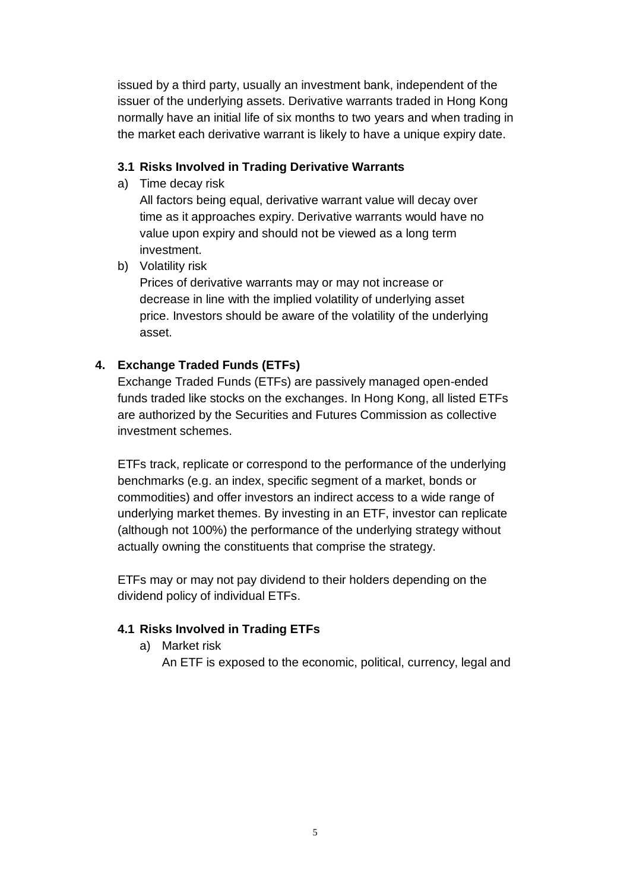issued by a third party, usually an investment bank, independent of the issuer of the underlying assets. Derivative warrants traded in Hong Kong normally have an initial life of six months to two years and when trading in the market each derivative warrant is likely to have a unique expiry date.

### 3.1 Risks Involved in Trading Derivative Warrants

a) Time decay risk
All factors being equal, derivative warrant value will decay over time as it approaches expiry. Derivative warrants would have no value upon expiry and should not be viewed as a long term investment.

b) Volatility risk
Prices of derivative warrants may or may not increase or decrease in line with the implied volatility of underlying asset price. Investors should be aware of the volatility of the underlying asset.

## 4. Exchange Traded Funds (ETFs)

Exchange Traded Funds (ETFs) are passively managed open-ended funds traded like stocks on the exchanges. In Hong Kong, all listed ETFs are authorized by the Securities and Futures Commission as collective investment schemes.

ETFs track, replicate or correspond to the performance of the underlying benchmarks (e.g. an index, specific segment of a market, bonds or commodities) and offer investors an indirect access to a wide range of underlying market themes. By investing in an ETF, investor can replicate (although not 100%) the performance of the underlying strategy without actually owning the constituents that comprise the strategy.

ETFs may or may not pay dividend to their holders depending on the dividend policy of individual ETFs.

### 4.1 Risks Involved in Trading ETFs

a) Market risk
An ETF is exposed to the economic, political, currency, legal and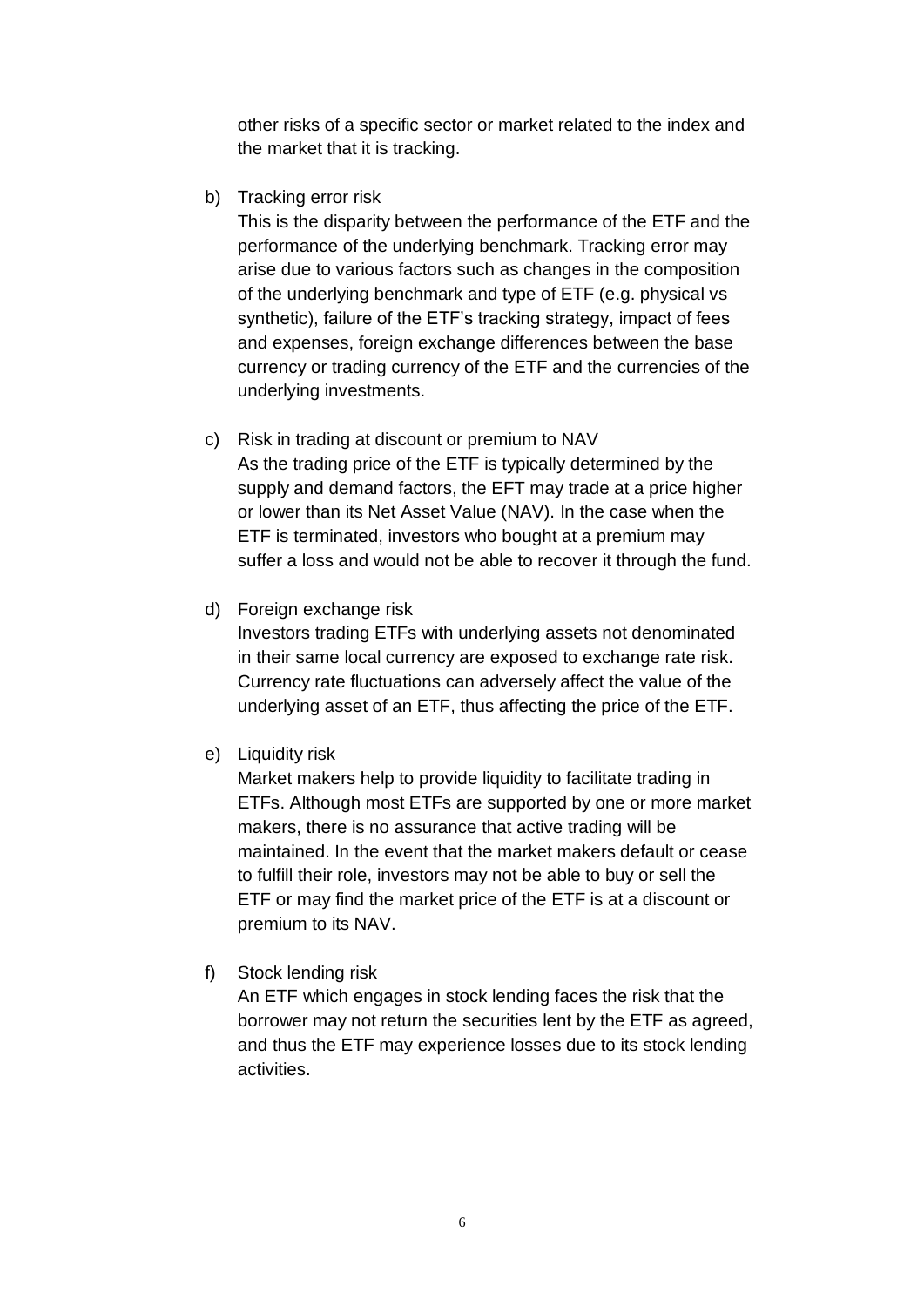other risks of a specific sector or market related to the index and the market that it is tracking.

b) Tracking error risk

This is the disparity between the performance of the ETF and the performance of the underlying benchmark. Tracking error may arise due to various factors such as changes in the composition of the underlying benchmark and type of ETF (e.g. physical vs synthetic), failure of the ETF's tracking strategy, impact of fees and expenses, foreign exchange differences between the base currency or trading currency of the ETF and the currencies of the underlying investments.

c) Risk in trading at discount or premium to NAV

As the trading price of the ETF is typically determined by the supply and demand factors, the EFT may trade at a price higher or lower than its Net Asset Value (NAV). In the case when the ETF is terminated, investors who bought at a premium may suffer a loss and would not be able to recover it through the fund.

d) Foreign exchange risk

Investors trading ETFs with underlying assets not denominated in their same local currency are exposed to exchange rate risk. Currency rate fluctuations can adversely affect the value of the underlying asset of an ETF, thus affecting the price of the ETF.

e) Liquidity risk

Market makers help to provide liquidity to facilitate trading in ETFs. Although most ETFs are supported by one or more market makers, there is no assurance that active trading will be maintained. In the event that the market makers default or cease to fulfill their role, investors may not be able to buy or sell the ETF or may find the market price of the ETF is at a discount or premium to its NAV.

f) Stock lending risk

An ETF which engages in stock lending faces the risk that the borrower may not return the securities lent by the ETF as agreed, and thus the ETF may experience losses due to its stock lending activities.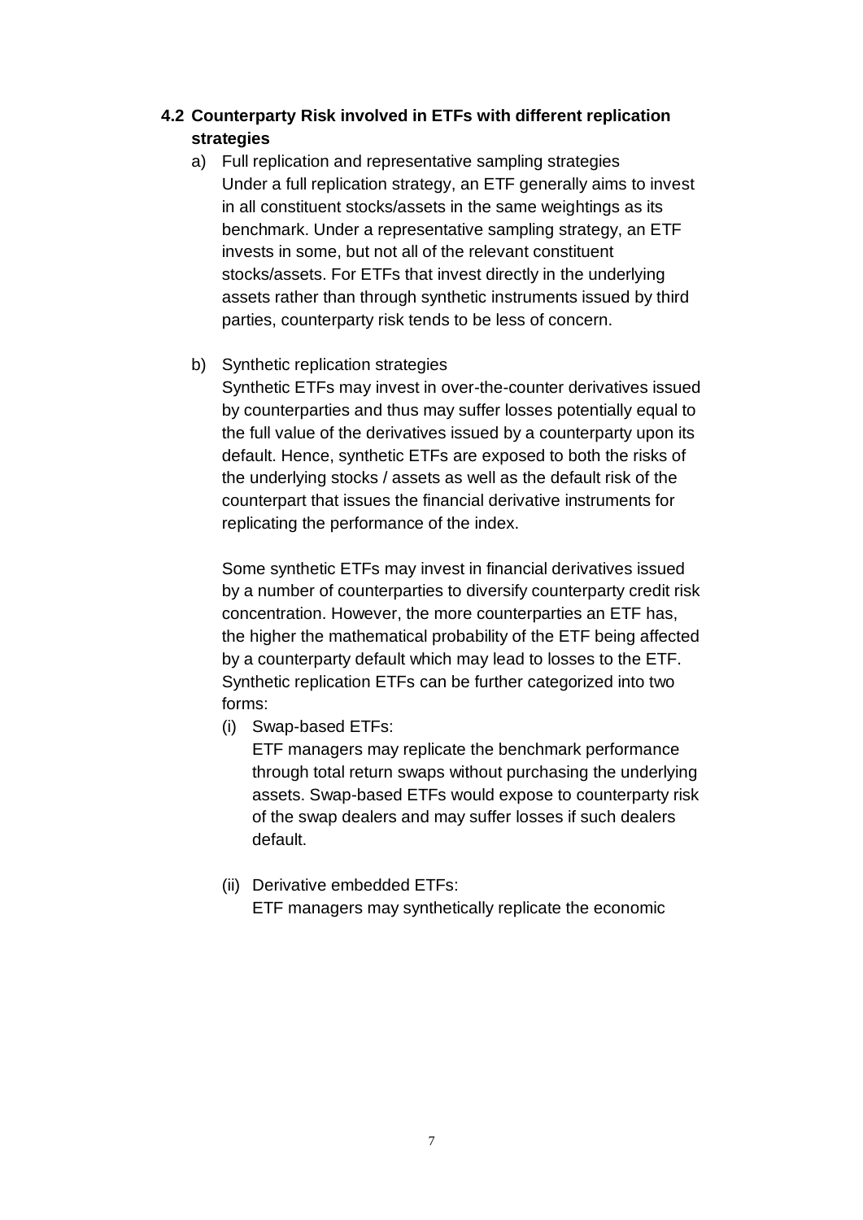### 4.2 Counterparty Risk involved in ETFs with different replication strategies

a) Full replication and representative sampling strategies
Under a full replication strategy, an ETF generally aims to invest in all constituent stocks/assets in the same weightings as its benchmark. Under a representative sampling strategy, an ETF invests in some, but not all of the relevant constituent stocks/assets. For ETFs that invest directly in the underlying assets rather than through synthetic instruments issued by third parties, counterparty risk tends to be less of concern.

b) Synthetic replication strategies
Synthetic ETFs may invest in over-the-counter derivatives issued by counterparties and thus may suffer losses potentially equal to the full value of the derivatives issued by a counterparty upon its default. Hence, synthetic ETFs are exposed to both the risks of the underlying stocks / assets as well as the default risk of the counterpart that issues the financial derivative instruments for replicating the performance of the index.

Some synthetic ETFs may invest in financial derivatives issued by a number of counterparties to diversify counterparty credit risk concentration. However, the more counterparties an ETF has, the higher the mathematical probability of the ETF being affected by a counterparty default which may lead to losses to the ETF. Synthetic replication ETFs can be further categorized into two forms:

(i) Swap-based ETFs:
ETF managers may replicate the benchmark performance through total return swaps without purchasing the underlying assets. Swap-based ETFs would expose to counterparty risk of the swap dealers and may suffer losses if such dealers default.

(ii) Derivative embedded ETFs:
ETF managers may synthetically replicate the economic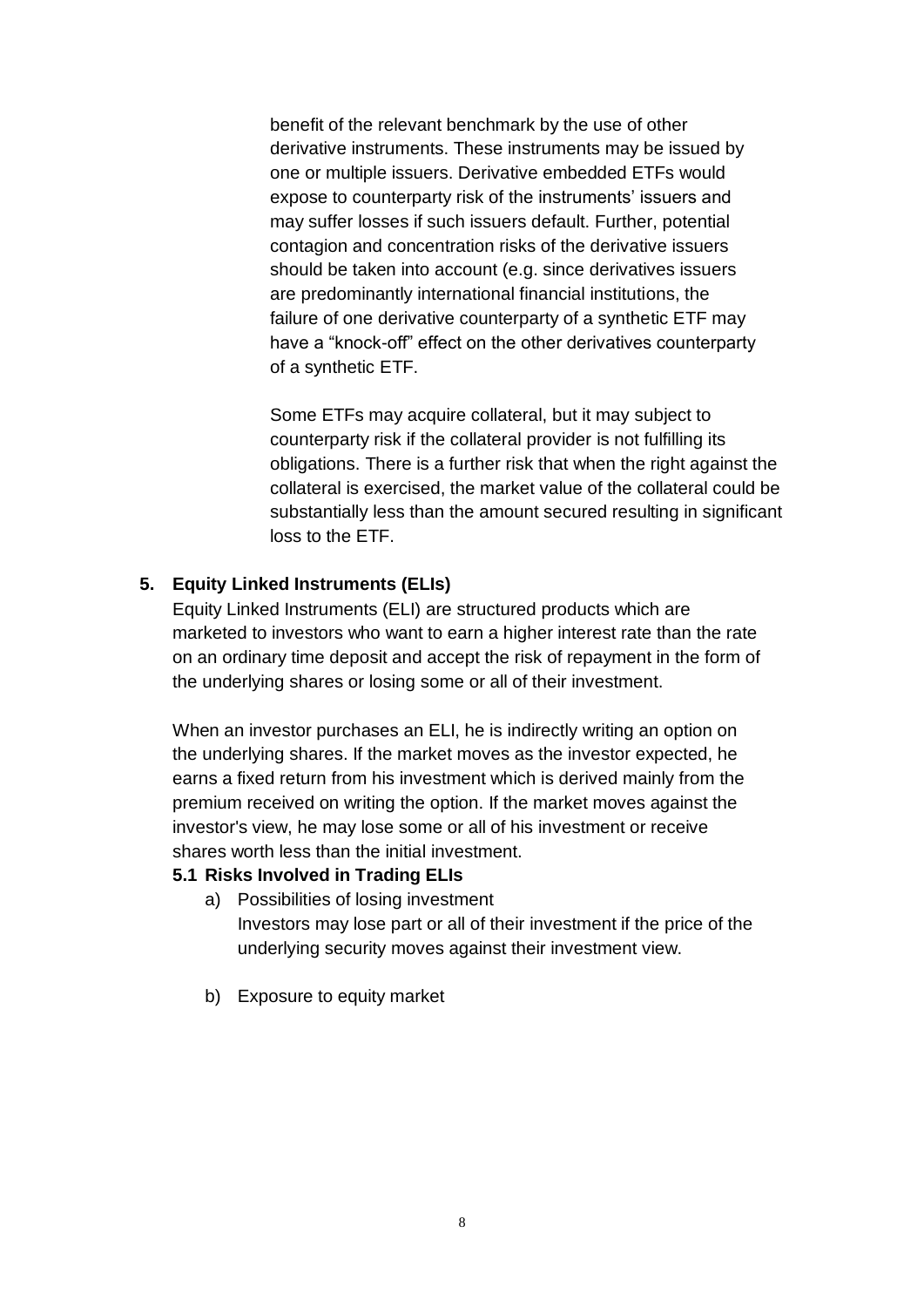benefit of the relevant benchmark by the use of other derivative instruments. These instruments may be issued by one or multiple issuers. Derivative embedded ETFs would expose to counterparty risk of the instruments' issuers and may suffer losses if such issuers default. Further, potential contagion and concentration risks of the derivative issuers should be taken into account (e.g. since derivatives issuers are predominantly international financial institutions, the failure of one derivative counterparty of a synthetic ETF may have a "knock-off" effect on the other derivatives counterparty of a synthetic ETF.

Some ETFs may acquire collateral, but it may subject to counterparty risk if the collateral provider is not fulfilling its obligations. There is a further risk that when the right against the collateral is exercised, the market value of the collateral could be substantially less than the amount secured resulting in significant loss to the ETF.

## 5. Equity Linked Instruments (ELIs)

Equity Linked Instruments (ELI) are structured products which are marketed to investors who want to earn a higher interest rate than the rate on an ordinary time deposit and accept the risk of repayment in the form of the underlying shares or losing some or all of their investment.

When an investor purchases an ELI, he is indirectly writing an option on the underlying shares. If the market moves as the investor expected, he earns a fixed return from his investment which is derived mainly from the premium received on writing the option. If the market moves against the investor's view, he may lose some or all of his investment or receive shares worth less than the initial investment.

### 5.1 Risks Involved in Trading ELIs

a) Possibilities of losing investment
   Investors may lose part or all of their investment if the price of the underlying security moves against their investment view.

b) Exposure to equity market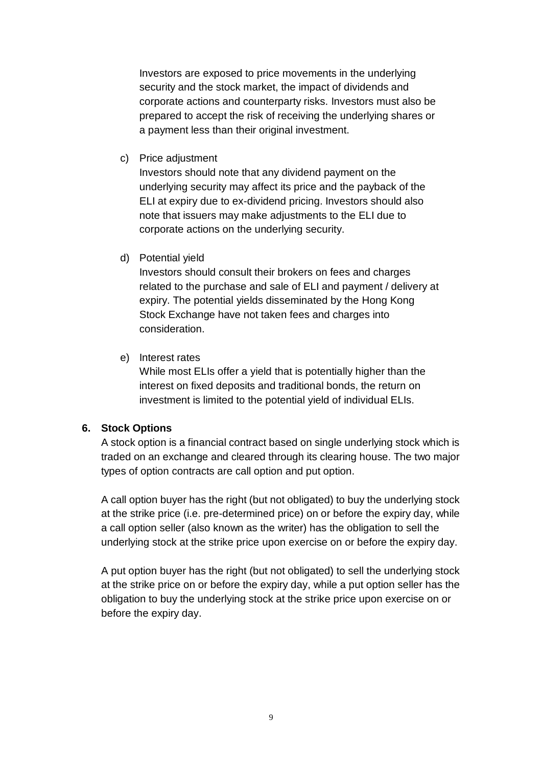Investors are exposed to price movements in the underlying security and the stock market, the impact of dividends and corporate actions and counterparty risks. Investors must also be prepared to accept the risk of receiving the underlying shares or a payment less than their original investment.

c) Price adjustment
   Investors should note that any dividend payment on the underlying security may affect its price and the payback of the ELI at expiry due to ex-dividend pricing. Investors should also note that issuers may make adjustments to the ELI due to corporate actions on the underlying security.

d) Potential yield
   Investors should consult their brokers on fees and charges related to the purchase and sale of ELI and payment / delivery at expiry. The potential yields disseminated by the Hong Kong Stock Exchange have not taken fees and charges into consideration.

e) Interest rates
   While most ELIs offer a yield that is potentially higher than the interest on fixed deposits and traditional bonds, the return on investment is limited to the potential yield of individual ELIs.

**6. Stock Options**

A stock option is a financial contract based on single underlying stock which is traded on an exchange and cleared through its clearing house. The two major types of option contracts are call option and put option.

A call option buyer has the right (but not obligated) to buy the underlying stock at the strike price (i.e. pre-determined price) on or before the expiry day, while a call option seller (also known as the writer) has the obligation to sell the underlying stock at the strike price upon exercise on or before the expiry day.

A put option buyer has the right (but not obligated) to sell the underlying stock at the strike price on or before the expiry day, while a put option seller has the obligation to buy the underlying stock at the strike price upon exercise on or before the expiry day.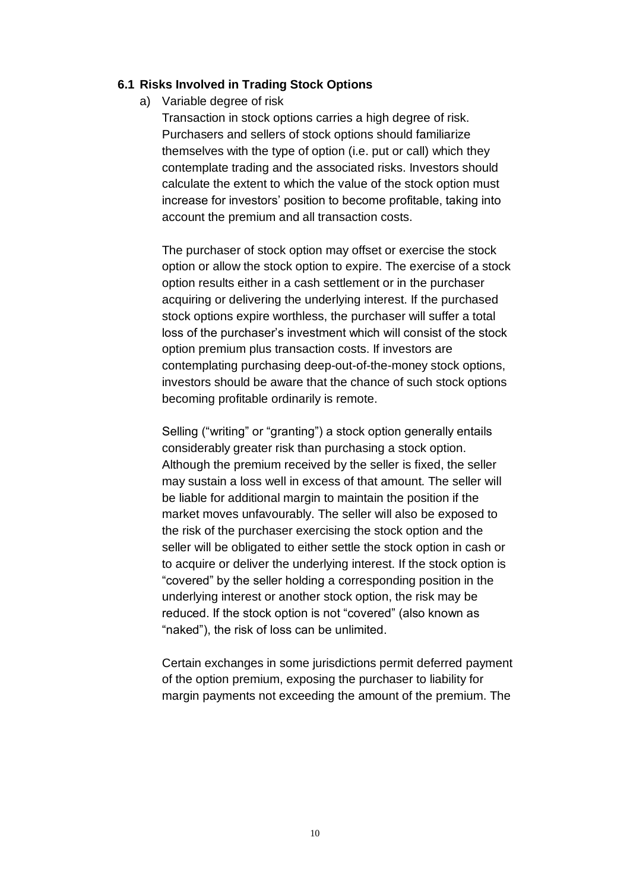### 6.1 Risks Involved in Trading Stock Options

a) Variable degree of risk

Transaction in stock options carries a high degree of risk. Purchasers and sellers of stock options should familiarize themselves with the type of option (i.e. put or call) which they contemplate trading and the associated risks. Investors should calculate the extent to which the value of the stock option must increase for investors' position to become profitable, taking into account the premium and all transaction costs.

The purchaser of stock option may offset or exercise the stock option or allow the stock option to expire. The exercise of a stock option results either in a cash settlement or in the purchaser acquiring or delivering the underlying interest. If the purchased stock options expire worthless, the purchaser will suffer a total loss of the purchaser's investment which will consist of the stock option premium plus transaction costs. If investors are contemplating purchasing deep-out-of-the-money stock options, investors should be aware that the chance of such stock options becoming profitable ordinarily is remote.

Selling ("writing" or "granting") a stock option generally entails considerably greater risk than purchasing a stock option. Although the premium received by the seller is fixed, the seller may sustain a loss well in excess of that amount. The seller will be liable for additional margin to maintain the position if the market moves unfavourably. The seller will also be exposed to the risk of the purchaser exercising the stock option and the seller will be obligated to either settle the stock option in cash or to acquire or deliver the underlying interest. If the stock option is "covered" by the seller holding a corresponding position in the underlying interest or another stock option, the risk may be reduced. If the stock option is not "covered" (also known as "naked"), the risk of loss can be unlimited.

Certain exchanges in some jurisdictions permit deferred payment of the option premium, exposing the purchaser to liability for margin payments not exceeding the amount of the premium. The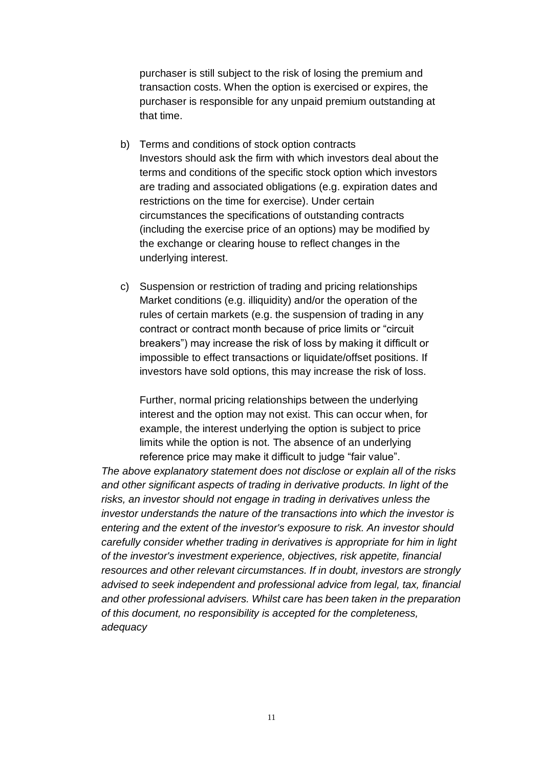purchaser is still subject to the risk of losing the premium and transaction costs. When the option is exercised or expires, the purchaser is responsible for any unpaid premium outstanding at that time.

b) Terms and conditions of stock option contracts
Investors should ask the firm with which investors deal about the terms and conditions of the specific stock option which investors are trading and associated obligations (e.g. expiration dates and restrictions on the time for exercise). Under certain circumstances the specifications of outstanding contracts (including the exercise price of an options) may be modified by the exchange or clearing house to reflect changes in the underlying interest.

c) Suspension or restriction of trading and pricing relationships
Market conditions (e.g. illiquidity) and/or the operation of the rules of certain markets (e.g. the suspension of trading in any contract or contract month because of price limits or "circuit breakers") may increase the risk of loss by making it difficult or impossible to effect transactions or liquidate/offset positions. If investors have sold options, this may increase the risk of loss.

Further, normal pricing relationships between the underlying interest and the option may not exist. This can occur when, for example, the interest underlying the option is subject to price limits while the option is not. The absence of an underlying reference price may make it difficult to judge "fair value".

*The above explanatory statement does not disclose or explain all of the risks and other significant aspects of trading in derivative products. In light of the risks, an investor should not engage in trading in derivatives unless the investor understands the nature of the transactions into which the investor is entering and the extent of the investor's exposure to risk. An investor should carefully consider whether trading in derivatives is appropriate for him in light of the investor's investment experience, objectives, risk appetite, financial resources and other relevant circumstances. If in doubt, investors are strongly advised to seek independent and professional advice from legal, tax, financial and other professional advisers. Whilst care has been taken in the preparation of this document, no responsibility is accepted for the completeness, adequacy*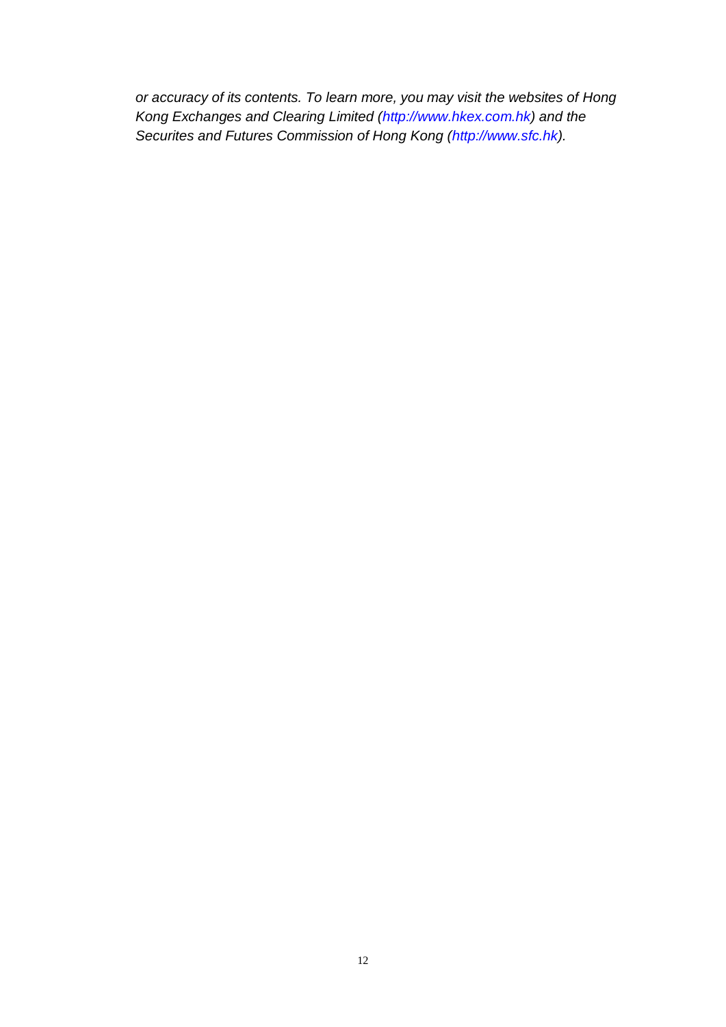*or accuracy of its contents. To learn more, you may visit the websites of Hong Kong Exchanges and Clearing Limited (http://www.hkex.com.hk) and the Securites and Futures Commission of Hong Kong (http://www.sfc.hk).*